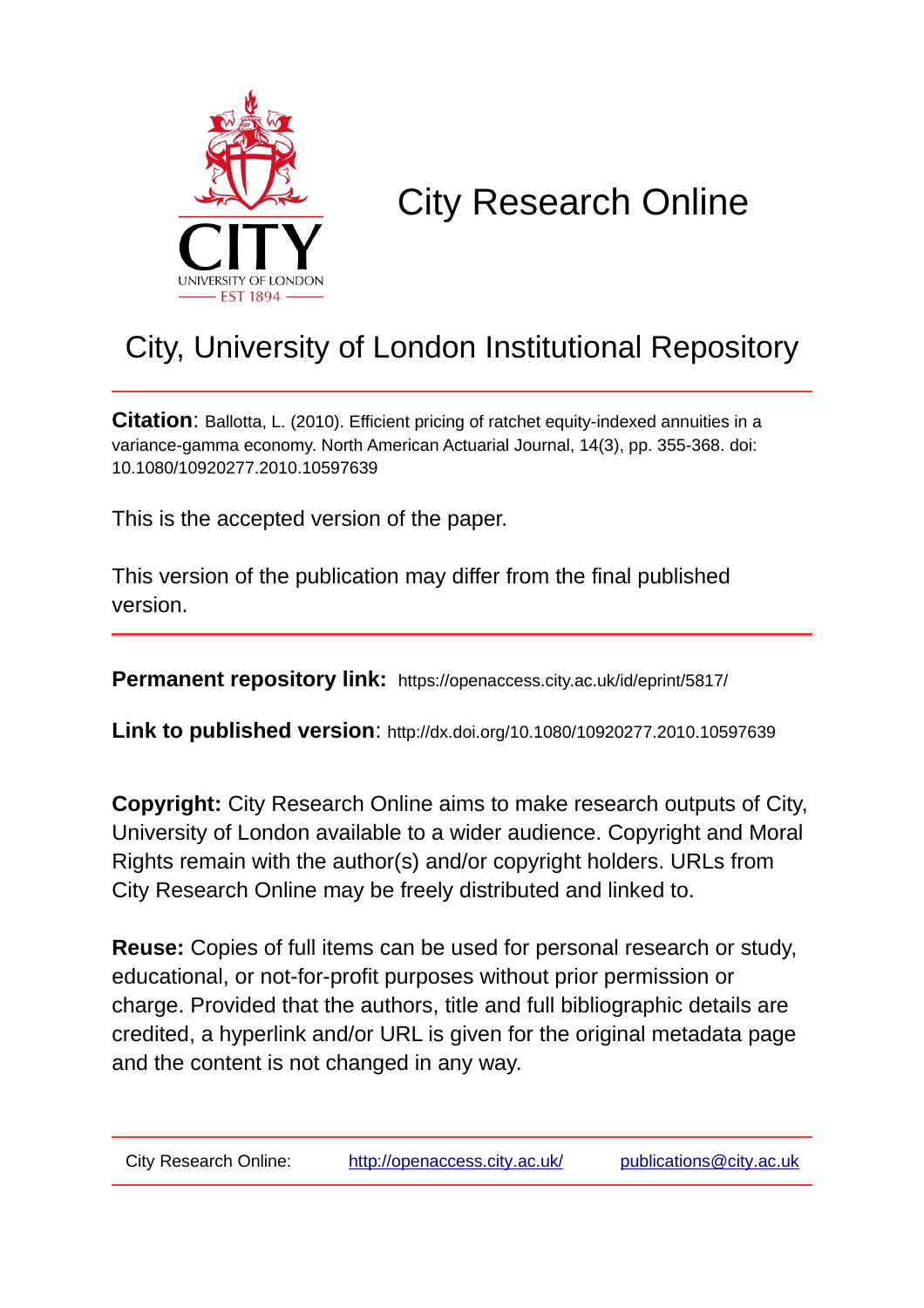# City Research Online

## City, University of London Institutional Repository

**Citation**: Ballotta, L. (2010). Efficient pricing of ratchet equity-indexed annuities in a variance-gamma economy. North American Actuarial Journal, 14(3), pp. 355-368. doi: 10.1080/10920277.2010.10597639

This is the accepted version of the paper.

This version of the publication may differ from the final published version.

**Permanent repository link:** https://openaccess.city.ac.uk/id/eprint/5817/

**Link to published version**: http://dx.doi.org/10.1080/10920277.2010.10597639

**Copyright:** City Research Online aims to make research outputs of City, University of London available to a wider audience. Copyright and Moral Rights remain with the author(s) and/or copyright holders. URLs from City Research Online may be freely distributed and linked to.

**Reuse:** Copies of full items can be used for personal research or study, educational, or not-for-profit purposes without prior permission or charge. Provided that the authors, title and full bibliographic details are credited, a hyperlink and/or URL is given for the original metadata page and the content is not changed in any way.

City Research Online: http://openaccess.city.ac.uk/ publications@city.ac.uk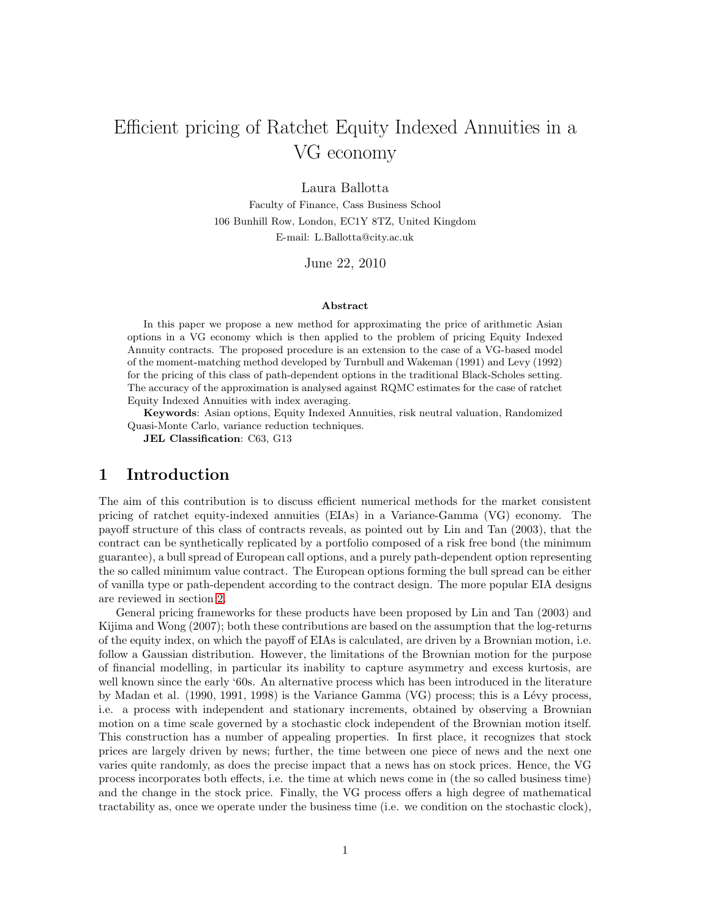# Efficient pricing of Ratchet Equity Indexed Annuities in a VG economy

Laura Ballotta

Faculty of Finance, Cass Business School
106 Bunhill Row, London, EC1Y 8TZ, United Kingdom
E-mail: L.Ballotta@city.ac.uk

June 22, 2010

### Abstract

In this paper we propose a new method for approximating the price of arithmetic Asian options in a VG economy which is then applied to the problem of pricing Equity Indexed Annuity contracts. The proposed procedure is an extension to the case of a VG-based model of the moment-matching method developed by Turnbull and Wakeman (1991) and Levy (1992) for the pricing of this class of path-dependent options in the traditional Black-Scholes setting. The accuracy of the approximation is analysed against RQMC estimates for the case of ratchet Equity Indexed Annuities with index averaging.

**Keywords**: Asian options, Equity Indexed Annuities, risk neutral valuation, Randomized Quasi-Monte Carlo, variance reduction techniques.

**JEL Classification**: C63, G13

## 1 Introduction

The aim of this contribution is to discuss efficient numerical methods for the market consistent pricing of ratchet equity-indexed annuities (EIAs) in a Variance-Gamma (VG) economy. The payoff structure of this class of contracts reveals, as pointed out by Lin and Tan (2003), that the contract can be synthetically replicated by a portfolio composed of a risk free bond (the minimum guarantee), a bull spread of European call options, and a purely path-dependent option representing the so called minimum value contract. The European options forming the bull spread can be either of vanilla type or path-dependent according to the contract design. The more popular EIA designs are reviewed in section 2.

General pricing frameworks for these products have been proposed by Lin and Tan (2003) and Kijima and Wong (2007); both these contributions are based on the assumption that the log-returns of the equity index, on which the payoff of EIAs is calculated, are driven by a Brownian motion, i.e. follow a Gaussian distribution. However, the limitations of the Brownian motion for the purpose of financial modelling, in particular its inability to capture asymmetry and excess kurtosis, are well known since the early '60s. An alternative process which has been introduced in the literature by Madan et al. (1990, 1991, 1998) is the Variance Gamma (VG) process; this is a Lévy process, i.e. a process with independent and stationary increments, obtained by observing a Brownian motion on a time scale governed by a stochastic clock independent of the Brownian motion itself. This construction has a number of appealing properties. In first place, it recognizes that stock prices are largely driven by news; further, the time between one piece of news and the next one varies quite randomly, as does the precise impact that a news has on stock prices. Hence, the VG process incorporates both effects, i.e. the time at which news come in (the so called business time) and the change in the stock price. Finally, the VG process offers a high degree of mathematical tractability as, once we operate under the business time (i.e. we condition on the stochastic clock),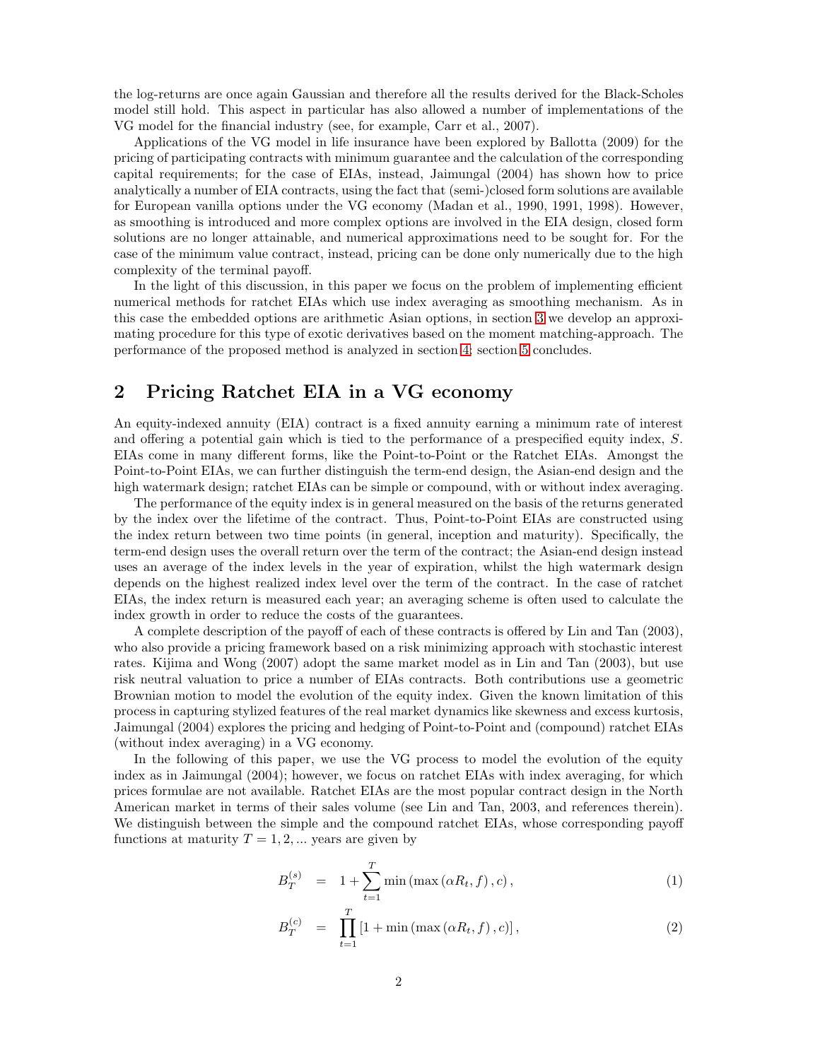the log-returns are once again Gaussian and therefore all the results derived for the Black-Scholes model still hold. This aspect in particular has also allowed a number of implementations of the VG model for the financial industry (see, for example, Carr et al., 2007).

Applications of the VG model in life insurance have been explored by Ballotta (2009) for the pricing of participating contracts with minimum guarantee and the calculation of the corresponding capital requirements; for the case of EIAs, instead, Jaimungal (2004) has shown how to price analytically a number of EIA contracts, using the fact that (semi-)closed form solutions are available for European vanilla options under the VG economy (Madan et al., 1990, 1991, 1998). However, as smoothing is introduced and more complex options are involved in the EIA design, closed form solutions are no longer attainable, and numerical approximations need to be sought for. For the case of the minimum value contract, instead, pricing can be done only numerically due to the high complexity of the terminal payoff.

In the light of this discussion, in this paper we focus on the problem of implementing efficient numerical methods for ratchet EIAs which use index averaging as smoothing mechanism. As in this case the embedded options are arithmetic Asian options, in section 3 we develop an approximating procedure for this type of exotic derivatives based on the moment matching-approach. The performance of the proposed method is analyzed in section 4; section 5 concludes.

## 2 Pricing Ratchet EIA in a VG economy

An equity-indexed annuity (EIA) contract is a fixed annuity earning a minimum rate of interest and offering a potential gain which is tied to the performance of a prespecified equity index, $S$. EIAs come in many different forms, like the Point-to-Point or the Ratchet EIAs. Amongst the Point-to-Point EIAs, we can further distinguish the term-end design, the Asian-end design and the high watermark design; ratchet EIAs can be simple or compound, with or without index averaging.

The performance of the equity index is in general measured on the basis of the returns generated by the index over the lifetime of the contract. Thus, Point-to-Point EIAs are constructed using the index return between two time points (in general, inception and maturity). Specifically, the term-end design uses the overall return over the term of the contract; the Asian-end design instead uses an average of the index levels in the year of expiration, whilst the high watermark design depends on the highest realized index level over the term of the contract. In the case of ratchet EIAs, the index return is measured each year; an averaging scheme is often used to calculate the index growth in order to reduce the costs of the guarantees.

A complete description of the payoff of each of these contracts is offered by Lin and Tan (2003), who also provide a pricing framework based on a risk minimizing approach with stochastic interest rates. Kijima and Wong (2007) adopt the same market model as in Lin and Tan (2003), but use risk neutral valuation to price a number of EIAs contracts. Both contributions use a geometric Brownian motion to model the evolution of the equity index. Given the known limitation of this process in capturing stylized features of the real market dynamics like skewness and excess kurtosis, Jaimungal (2004) explores the pricing and hedging of Point-to-Point and (compound) ratchet EIAs (without index averaging) in a VG economy.

In the following of this paper, we use the VG process to model the evolution of the equity index as in Jaimungal (2004); however, we focus on ratchet EIAs with index averaging, for which prices formulae are not available. Ratchet EIAs are the most popular contract design in the North American market in terms of their sales volume (see Lin and Tan, 2003, and references therein). We distinguish between the simple and the compound ratchet EIAs, whose corresponding payoff functions at maturity $T = 1, 2, ...$ years are given by

$$B_T^{(s)} = 1 + \sum_{t=1}^{T} \min\left(\max\left(\alpha R_t, f\right), c\right), \tag{1}$$

$$B_T^{(c)} = \prod_{t=1}^{T} \left[1 + \min\left(\max\left(\alpha R_t, f\right), c\right)\right], \tag{2}$$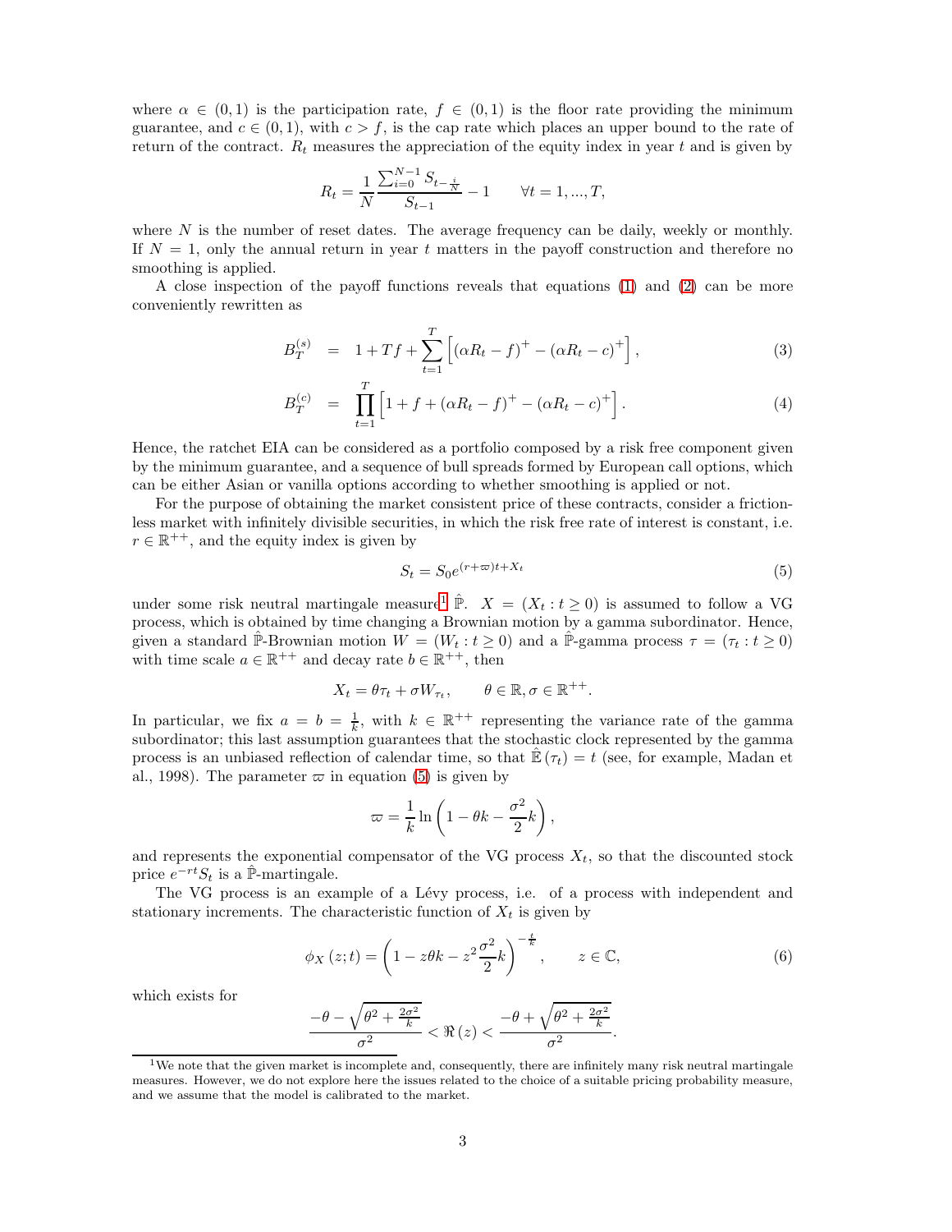where $\alpha \in (0,1)$ is the participation rate, $f \in (0,1)$ is the floor rate providing the minimum guarantee, and $c \in (0,1)$, with $c > f$, is the cap rate which places an upper bound to the rate of return of the contract. $R_t$ measures the appreciation of the equity index in year $t$ and is given by

$$R_t = \frac{1}{N} \frac{\sum_{i=0}^{N-1} S_{t-\frac{i}{N}}}{S_{t-1}} - 1 \qquad \forall t = 1, ..., T,$$

where $N$ is the number of reset dates. The average frequency can be daily, weekly or monthly. If $N = 1$, only the annual return in year $t$ matters in the payoff construction and therefore no smoothing is applied.

A close inspection of the payoff functions reveals that equations (1) and (2) can be more conveniently rewritten as

$$B_T^{(s)} = 1 + Tf + \sum_{t=1}^{T} \left[ (\alpha R_t - f)^+ - (\alpha R_t - c)^+ \right], \tag{3}$$

$$B_T^{(c)} = \prod_{t=1}^{T} \left[ 1 + f + (\alpha R_t - f)^+ - (\alpha R_t - c)^+ \right]. \tag{4}$$

Hence, the ratchet EIA can be considered as a portfolio composed by a risk free component given by the minimum guarantee, and a sequence of bull spreads formed by European call options, which can be either Asian or vanilla options according to whether smoothing is applied or not.

For the purpose of obtaining the market consistent price of these contracts, consider a frictionless market with infinitely divisible securities, in which the risk free rate of interest is constant, i.e. $r \in \mathbb{R}^{++}$, and the equity index is given by

$$S_t = S_0 e^{(r+\varpi)t + X_t} \tag{5}$$

under some risk neutral martingale measure[1] $\hat{\mathbb{P}}$. $X = (X_t : t \geq 0)$ is assumed to follow a VG process, which is obtained by time changing a Brownian motion by a gamma subordinator. Hence, given a standard $\hat{\mathbb{P}}$-Brownian motion $W = (W_t : t \geq 0)$ and a $\hat{\mathbb{P}}$-gamma process $\tau = (\tau_t : t \geq 0)$ with time scale $a \in \mathbb{R}^{++}$ and decay rate $b \in \mathbb{R}^{++}$, then

$$X_t = \theta \tau_t + \sigma W_{\tau_t}, \qquad \theta \in \mathbb{R}, \sigma \in \mathbb{R}^{++}.$$

In particular, we fix $a = b = \frac{1}{k}$, with $k \in \mathbb{R}^{++}$ representing the variance rate of the gamma subordinator; this last assumption guarantees that the stochastic clock represented by the gamma process is an unbiased reflection of calendar time, so that $\hat{\mathbb{E}}(\tau_t) = t$ (see, for example, Madan et al., 1998). The parameter $\varpi$ in equation (5) is given by

$$\varpi = \frac{1}{k} \ln \left( 1 - \theta k - \frac{\sigma^2}{2} k \right),$$

and represents the exponential compensator of the VG process $X_t$, so that the discounted stock price $e^{-rt} S_t$ is a $\hat{\mathbb{P}}$-martingale.

The VG process is an example of a Lévy process, i.e. of a process with independent and stationary increments. The characteristic function of $X_t$ is given by

$$\phi_X(z; t) = \left( 1 - z\theta k - z^2 \frac{\sigma^2}{2} k \right)^{-\frac{t}{k}}, \qquad z \in \mathbb{C}, \tag{6}$$

which exists for

$$\frac{-\theta - \sqrt{\theta^2 + \frac{2\sigma^2}{k}}}{\sigma^2} < \Re(z) < \frac{-\theta + \sqrt{\theta^2 + \frac{2\sigma^2}{k}}}{\sigma^2}.$$

[1] We note that the given market is incomplete and, consequently, there are infinitely many risk neutral martingale measures. However, we do not explore here the issues related to the choice of a suitable pricing probability measure, and we assume that the model is calibrated to the market.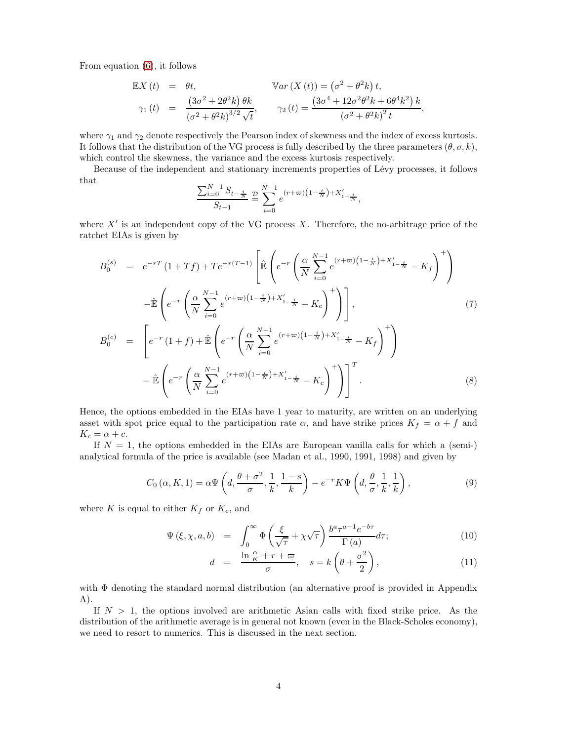From equation (6), it follows

$$
\begin{aligned}
\mathbb{E}X(t) &= \theta t, & \mathbb{V}ar(X(t)) &= \left(\sigma^2 + \theta^2 k\right) t, \\
\gamma_1(t) &= \frac{\left(3\sigma^2 + 2\theta^2 k\right)\theta k}{\left(\sigma^2 + \theta^2 k\right)^{3/2}\sqrt{t}}, & \gamma_2(t) &= \frac{\left(3\sigma^4 + 12\sigma^2\theta^2 k + 6\theta^4 k^2\right) k}{\left(\sigma^2 + \theta^2 k\right)^2 t},
\end{aligned}
$$

where $\gamma_1$ and $\gamma_2$ denote respectively the Pearson index of skewness and the index of excess kurtosis. It follows that the distribution of the VG process is fully described by the three parameters $(\theta, \sigma, k)$, which control the skewness, the variance and the excess kurtosis respectively.

Because of the independent and stationary increments properties of Lévy processes, it follows that

$$
\frac{\sum_{i=0}^{N-1} S_{t-\frac{i}{N}}}{S_{t-1}} \overset{\mathcal{D}}{=} \sum_{i=0}^{N-1} e^{(r+\varpi)\left(1-\frac{i}{N}\right) + X'_{1-\frac{i}{N}}},
$$

where $X'$ is an independent copy of the VG process $X$. Therefore, the no-arbitrage price of the ratchet EIAs is given by

$$
\begin{aligned}
B_0^{(s)} &= e^{-rT}(1+Tf) + Te^{-r(T-1)}\left[\hat{\mathbb{E}}\left(e^{-r}\left(\frac{\alpha}{N}\sum_{i=0}^{N-1} e^{(r+\varpi)\left(1-\frac{i}{N}\right)+X'_{1-\frac{i}{N}}} - K_f\right)^+\right)\right. \\
&\quad \left. - \hat{\mathbb{E}}\left(e^{-r}\left(\frac{\alpha}{N}\sum_{i=0}^{N-1} e^{(r+\varpi)\left(1-\frac{i}{N}\right)+X'_{1-\frac{i}{N}}} - K_c\right)^+\right)\right], \qquad (7) \\
B_0^{(c)} &= \left[e^{-r}(1+f) + \hat{\mathbb{E}}\left(e^{-r}\left(\frac{\alpha}{N}\sum_{i=0}^{N-1} e^{(r+\varpi)\left(1-\frac{i}{N}\right)+X'_{1-\frac{i}{N}}} - K_f\right)^+\right)\right. \\
&\quad \left. - \hat{\mathbb{E}}\left(e^{-r}\left(\frac{\alpha}{N}\sum_{i=0}^{N-1} e^{(r+\varpi)\left(1-\frac{i}{N}\right)+X'_{1-\frac{i}{N}}} - K_c\right)^+\right)\right]^T. \qquad (8)
\end{aligned}
$$

Hence, the options embedded in the EIAs have 1 year to maturity, are written on an underlying asset with spot price equal to the participation rate $\alpha$, and have strike prices $K_f = \alpha + f$ and $K_c = \alpha + c$.

If $N = 1$, the options embedded in the EIAs are European vanilla calls for which a (semi-) analytical formula of the price is available (see Madan et al., 1990, 1991, 1998) and given by

$$
C_0(\alpha, K, 1) = \alpha \Psi\left(d, \frac{\theta + \sigma^2}{\sigma}, \frac{1}{k}, \frac{1-s}{k}\right) - e^{-r} K \Psi\left(d, \frac{\theta}{\sigma}, \frac{1}{k}, \frac{1}{k}\right), \qquad (9)
$$

where $K$ is equal to either $K_f$ or $K_c$, and

$$
\begin{aligned}
\Psi(\xi, \chi, a, b) &= \int_0^\infty \Phi\left(\frac{\xi}{\sqrt{\tau}} + \chi\sqrt{\tau}\right) \frac{b^a \tau^{a-1} e^{-b\tau}}{\Gamma(a)} d\tau; \qquad (10) \\
d &= \frac{\ln\frac{\alpha}{K} + r + \varpi}{\sigma}, \quad s = k\left(\theta + \frac{\sigma^2}{2}\right), \qquad (11)
\end{aligned}
$$

with $\Phi$ denoting the standard normal distribution (an alternative proof is provided in Appendix A).

If $N > 1$, the options involved are arithmetic Asian calls with fixed strike price. As the distribution of the arithmetic average is in general not known (even in the Black-Scholes economy), we need to resort to numerics. This is discussed in the next section.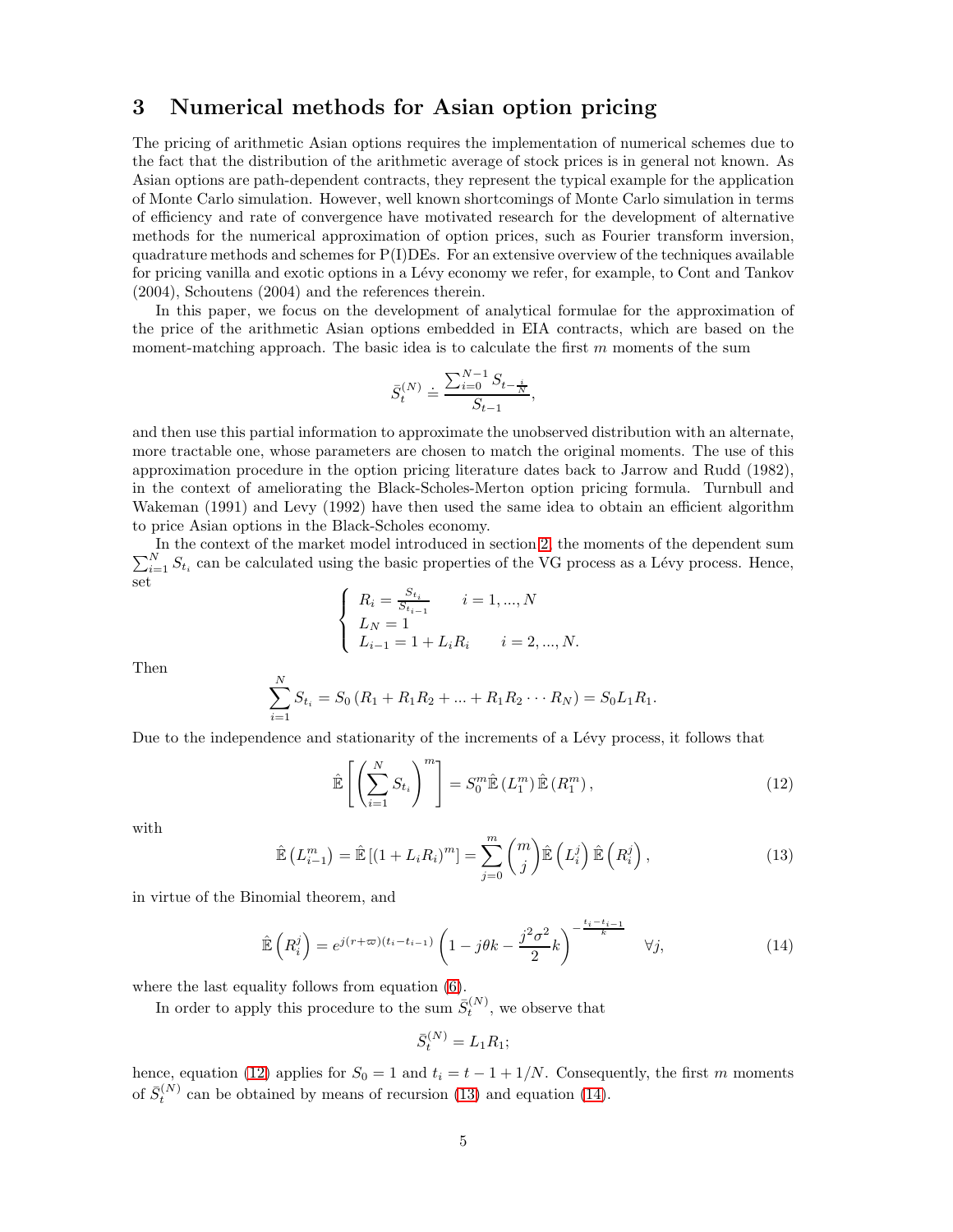## 3 Numerical methods for Asian option pricing

The pricing of arithmetic Asian options requires the implementation of numerical schemes due to the fact that the distribution of the arithmetic average of stock prices is in general not known. As Asian options are path-dependent contracts, they represent the typical example for the application of Monte Carlo simulation. However, well known shortcomings of Monte Carlo simulation in terms of efficiency and rate of convergence have motivated research for the development of alternative methods for the numerical approximation of option prices, such as Fourier transform inversion, quadrature methods and schemes for P(I)DEs. For an extensive overview of the techniques available for pricing vanilla and exotic options in a Lévy economy we refer, for example, to Cont and Tankov (2004), Schoutens (2004) and the references therein.

In this paper, we focus on the development of analytical formulae for the approximation of the price of the arithmetic Asian options embedded in EIA contracts, which are based on the moment-matching approach. The basic idea is to calculate the first $m$ moments of the sum

$$\bar{S}_t^{(N)} \doteq \frac{\sum_{i=0}^{N-1} S_{t-\frac{i}{N}}}{S_{t-1}},$$

and then use this partial information to approximate the unobserved distribution with an alternate, more tractable one, whose parameters are chosen to match the original moments. The use of this approximation procedure in the option pricing literature dates back to Jarrow and Rudd (1982), in the context of ameliorating the Black-Scholes-Merton option pricing formula. Turnbull and Wakeman (1991) and Levy (1992) have then used the same idea to obtain an efficient algorithm to price Asian options in the Black-Scholes economy.

In the context of the market model introduced in section 2, the moments of the dependent sum $\sum_{i=1}^{N} S_{t_i}$ can be calculated using the basic properties of the VG process as a Lévy process. Hence, set

$$\begin{cases} R_i = \frac{S_{t_i}}{S_{t_{i-1}}} & i = 1, ..., N \\ L_N = 1 \\ L_{i-1} = 1 + L_i R_i & i = 2, ..., N. \end{cases}$$

Then

$$\sum_{i=1}^{N} S_{t_i} = S_0 \left( R_1 + R_1 R_2 + ... + R_1 R_2 \cdots R_N \right) = S_0 L_1 R_1.$$

Due to the independence and stationarity of the increments of a Lévy process, it follows that

$$\hat{\mathbb{E}}\left[ \left( \sum_{i=1}^{N} S_{t_i} \right)^m \right] = S_0^m \hat{\mathbb{E}}\left( L_1^m \right) \hat{\mathbb{E}}\left( R_1^m \right), \tag{12}$$

with

$$\hat{\mathbb{E}}\left( L_{i-1}^m \right) = \hat{\mathbb{E}}\left[ (1 + L_i R_i)^m \right] = \sum_{j=0}^{m} \binom{m}{j} \hat{\mathbb{E}}\left( L_i^j \right) \hat{\mathbb{E}}\left( R_i^j \right), \tag{13}$$

in virtue of the Binomial theorem, and

$$\hat{\mathbb{E}}\left( R_i^j \right) = e^{j(r+\varpi)(t_i - t_{i-1})} \left( 1 - j\theta k - \frac{j^2 \sigma^2}{2} k \right)^{-\frac{t_i - t_{i-1}}{k}} \quad \forall j, \tag{14}$$

where the last equality follows from equation (6).

In order to apply this procedure to the sum $\bar{S}_t^{(N)}$, we observe that

$$\bar{S}_t^{(N)} = L_1 R_1;$$

hence, equation (12) applies for $S_0 = 1$ and $t_i = t - 1 + 1/N$. Consequently, the first $m$ moments of $\bar{S}_t^{(N)}$ can be obtained by means of recursion (13) and equation (14).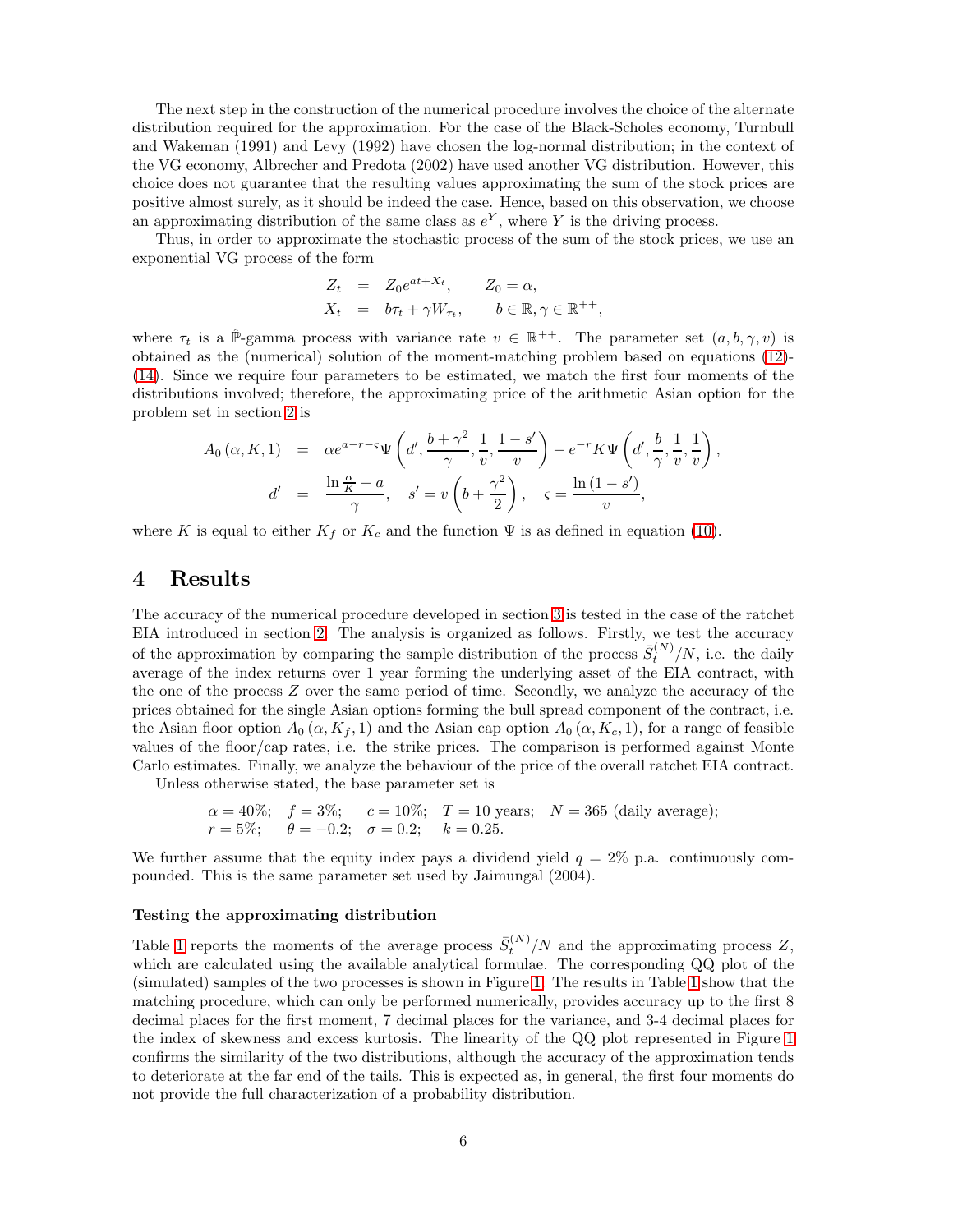The next step in the construction of the numerical procedure involves the choice of the alternate distribution required for the approximation. For the case of the Black-Scholes economy, Turnbull and Wakeman (1991) and Levy (1992) have chosen the log-normal distribution; in the context of the VG economy, Albrecher and Predota (2002) have used another VG distribution. However, this choice does not guarantee that the resulting values approximating the sum of the stock prices are positive almost surely, as it should be indeed the case. Hence, based on this observation, we choose an approximating distribution of the same class as $e^Y$, where $Y$ is the driving process.

Thus, in order to approximate the stochastic process of the sum of the stock prices, we use an exponential VG process of the form

$$
\begin{aligned}
Z_t &= Z_0 e^{at+X_t}, \qquad Z_0 = \alpha, \\
X_t &= b\tau_t + \gamma W_{\tau_t}, \qquad b \in \mathbb{R}, \gamma \in \mathbb{R}^{++},
\end{aligned}
$$

where $\tau_t$ is a $\hat{\mathbb{P}}$-gamma process with variance rate $v \in \mathbb{R}^{++}$. The parameter set $(a, b, \gamma, v)$ is obtained as the (numerical) solution of the moment-matching problem based on equations (12)-(14). Since we require four parameters to be estimated, we match the first four moments of the distributions involved; therefore, the approximating price of the arithmetic Asian option for the problem set in section 2 is

$$
\begin{aligned}
A_0(\alpha, K, 1) &= \alpha e^{a-r-\varsigma} \Psi\left(d', \frac{b+\gamma^2}{\gamma}, \frac{1}{v}, \frac{1-s'}{v}\right) - e^{-r} K \Psi\left(d', \frac{b}{\gamma}, \frac{1}{v}, \frac{1}{v}\right), \\
d' &= \frac{\ln \frac{\alpha}{K} + a}{\gamma}, \quad s' = v\left(b + \frac{\gamma^2}{2}\right), \quad \varsigma = \frac{\ln(1-s')}{v},
\end{aligned}
$$

where $K$ is equal to either $K_f$ or $K_c$ and the function $\Psi$ is as defined in equation (10).

# 4 Results

The accuracy of the numerical procedure developed in section 3 is tested in the case of the ratchet EIA introduced in section 2. The analysis is organized as follows. Firstly, we test the accuracy of the approximation by comparing the sample distribution of the process $\bar{S}_t^{(N)}/N$, i.e. the daily average of the index returns over 1 year forming the underlying asset of the EIA contract, with the one of the process $Z$ over the same period of time. Secondly, we analyze the accuracy of the prices obtained for the single Asian options forming the bull spread component of the contract, i.e. the Asian floor option $A_0(\alpha, K_f, 1)$ and the Asian cap option $A_0(\alpha, K_c, 1)$, for a range of feasible values of the floor/cap rates, i.e. the strike prices. The comparison is performed against Monte Carlo estimates. Finally, we analyze the behaviour of the price of the overall ratchet EIA contract.

Unless otherwise stated, the base parameter set is

$$
\begin{aligned}
&\alpha = 40\%; \quad f = 3\%; \quad c = 10\%; \quad T = 10 \text{ years}; \quad N = 365 \text{ (daily average)}; \\
&r = 5\%; \quad \theta = -0.2; \quad \sigma = 0.2; \quad k = 0.25.
\end{aligned}
$$

We further assume that the equity index pays a dividend yield $q = 2\%$ p.a. continuously compounded. This is the same parameter set used by Jaimungal (2004).

**Testing the approximating distribution**

Table 1 reports the moments of the average process $\bar{S}_t^{(N)}/N$ and the approximating process $Z$, which are calculated using the available analytical formulae. The corresponding QQ plot of the (simulated) samples of the two processes is shown in Figure 1. The results in Table 1 show that the matching procedure, which can only be performed numerically, provides accuracy up to the first 8 decimal places for the first moment, 7 decimal places for the variance, and 3-4 decimal places for the index of skewness and excess kurtosis. The linearity of the QQ plot represented in Figure 1 confirms the similarity of the two distributions, although the accuracy of the approximation tends to deteriorate at the far end of the tails. This is expected as, in general, the first four moments do not provide the full characterization of a probability distribution.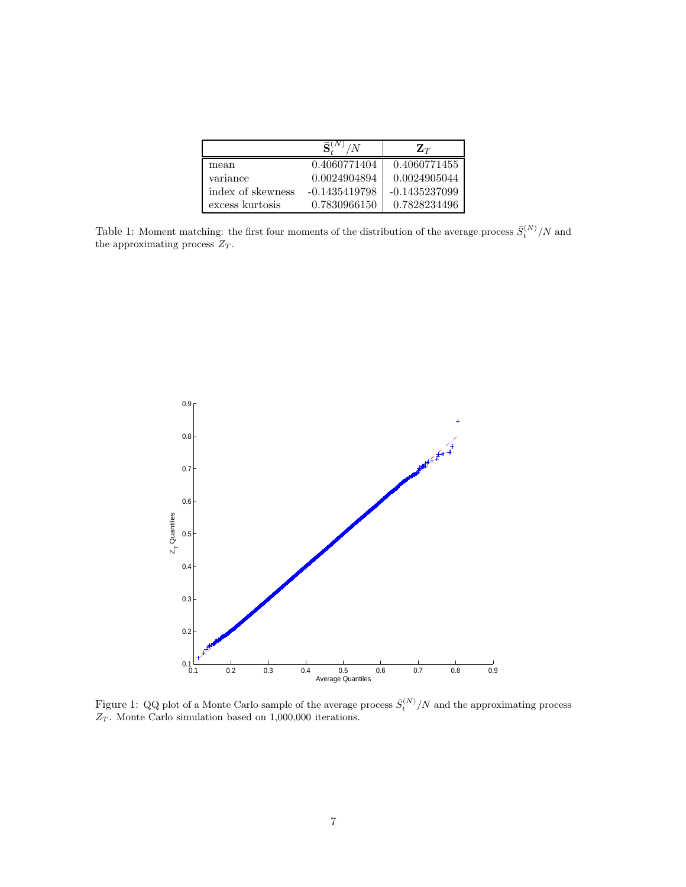| | $\bar{\mathbf{S}}_t^{(N)}/N$ | $\mathbf{Z}_T$ |
|---|---|---|
| mean | 0.4060771404 | 0.4060771455 |
| variance | 0.0024904894 | 0.0024905044 |
| index of skewness | -0.1435419798 | -0.1435237099 |
| excess kurtosis | 0.7830966150 | 0.7828234496 |

Table 1: Moment matching: the first four moments of the distribution of the average process $\bar{S}_t^{(N)}/N$ and the approximating process $Z_T$.

0.9
0.8
0.7
0.6
0.5
0.4
0.3
0.2
0.1

$Z_T$ Quantiles

0.1 0.2 0.3 0.4 0.5 0.6 0.7 0.8 0.9

Average Quantiles

Figure 1: QQ plot of a Monte Carlo sample of the average process $\bar{S}_t^{(N)}/N$ and the approximating process $Z_T$. Monte Carlo simulation based on 1,000,000 iterations.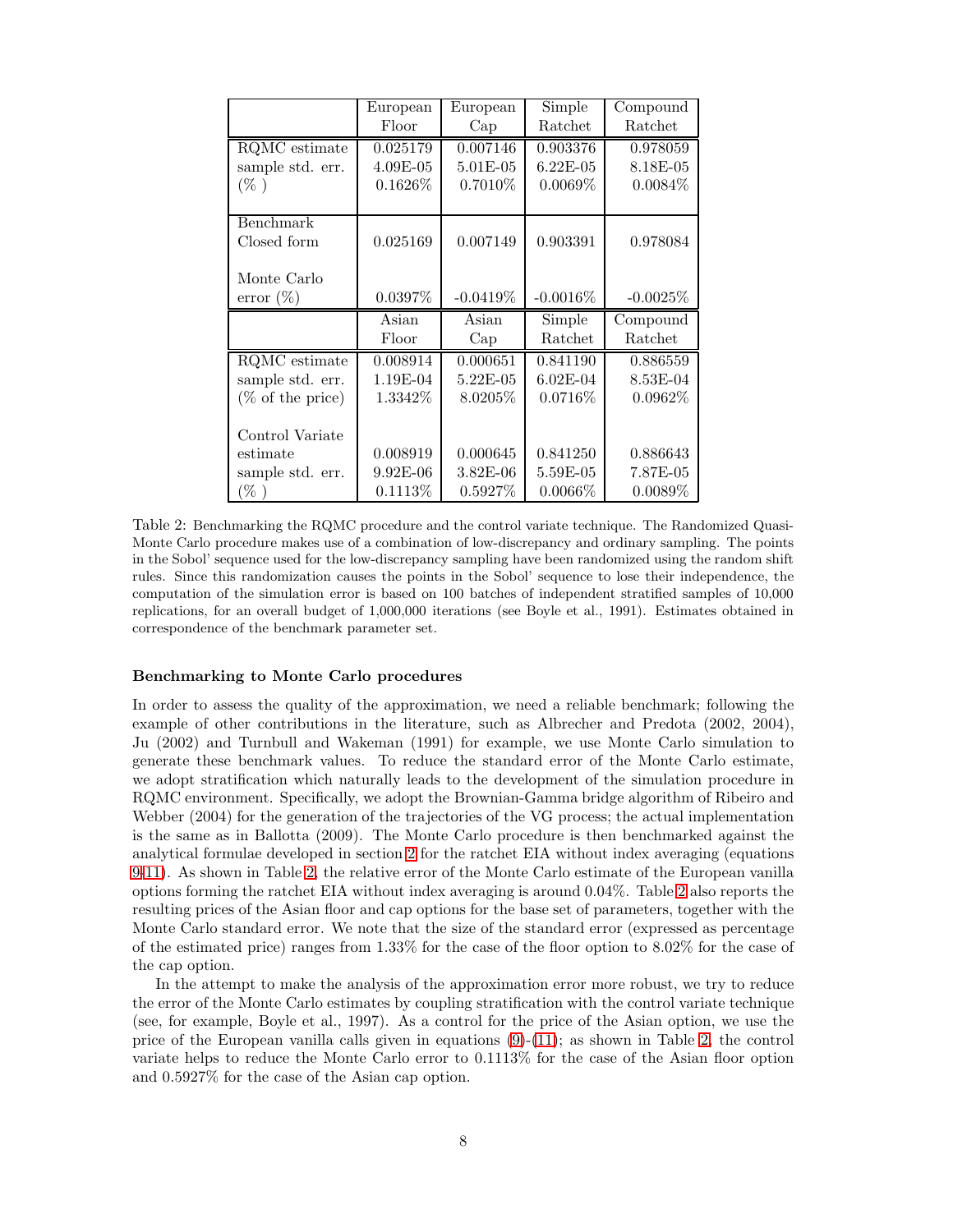| | European Floor | European Cap | Simple Ratchet | Compound Ratchet |
|---|---|---|---|---|
| RQMC estimate | 0.025179 | 0.007146 | 0.903376 | 0.978059 |
| sample std. err. | 4.09E-05 | 5.01E-05 | 6.22E-05 | 8.18E-05 |
| (% ) | 0.1626% | 0.7010% | 0.0069% | 0.0084% |
| Benchmark Closed form | 0.025169 | 0.007149 | 0.903391 | 0.978084 |
| Monte Carlo error (%) | 0.0397% | -0.0419% | -0.0016% | -0.0025% |
| | Asian Floor | Asian Cap | Simple Ratchet | Compound Ratchet |
| RQMC estimate | 0.008914 | 0.000651 | 0.841190 | 0.886559 |
| sample std. err. | 1.19E-04 | 5.22E-05 | 6.02E-04 | 8.53E-04 |
| (% of the price) | 1.3342% | 8.0205% | 0.0716% | 0.0962% |
| Control Variate estimate | 0.008919 | 0.000645 | 0.841250 | 0.886643 |
| sample std. err. | 9.92E-06 | 3.82E-06 | 5.59E-05 | 7.87E-05 |
| (% ) | 0.1113% | 0.5927% | 0.0066% | 0.0089% |

Table 2: Benchmarking the RQMC procedure and the control variate technique. The Randomized Quasi-Monte Carlo procedure makes use of a combination of low-discrepancy and ordinary sampling. The points in the Sobol' sequence used for the low-discrepancy sampling have been randomized using the random shift rules. Since this randomization causes the points in the Sobol' sequence to lose their independence, the computation of the simulation error is based on 100 batches of independent stratified samples of 10,000 replications, for an overall budget of 1,000,000 iterations (see Boyle et al., 1991). Estimates obtained in correspondence of the benchmark parameter set.

**Benchmarking to Monte Carlo procedures**

In order to assess the quality of the approximation, we need a reliable benchmark; following the example of other contributions in the literature, such as Albrecher and Predota (2002, 2004), Ju (2002) and Turnbull and Wakeman (1991) for example, we use Monte Carlo simulation to generate these benchmark values. To reduce the standard error of the Monte Carlo estimate, we adopt stratification which naturally leads to the development of the simulation procedure in RQMC environment. Specifically, we adopt the Brownian-Gamma bridge algorithm of Ribeiro and Webber (2004) for the generation of the trajectories of the VG process; the actual implementation is the same as in Ballotta (2009). The Monte Carlo procedure is then benchmarked against the analytical formulae developed in section 2 for the ratchet EIA without index averaging (equations 9-11). As shown in Table 2, the relative error of the Monte Carlo estimate of the European vanilla options forming the ratchet EIA without index averaging is around 0.04%. Table 2 also reports the resulting prices of the Asian floor and cap options for the base set of parameters, together with the Monte Carlo standard error. We note that the size of the standard error (expressed as percentage of the estimated price) ranges from 1.33% for the case of the floor option to 8.02% for the case of the cap option.

In the attempt to make the analysis of the approximation error more robust, we try to reduce the error of the Monte Carlo estimates by coupling stratification with the control variate technique (see, for example, Boyle et al., 1997). As a control for the price of the Asian option, we use the price of the European vanilla calls given in equations (9)-(11); as shown in Table 2, the control variate helps to reduce the Monte Carlo error to 0.1113% for the case of the Asian floor option and 0.5927% for the case of the Asian cap option.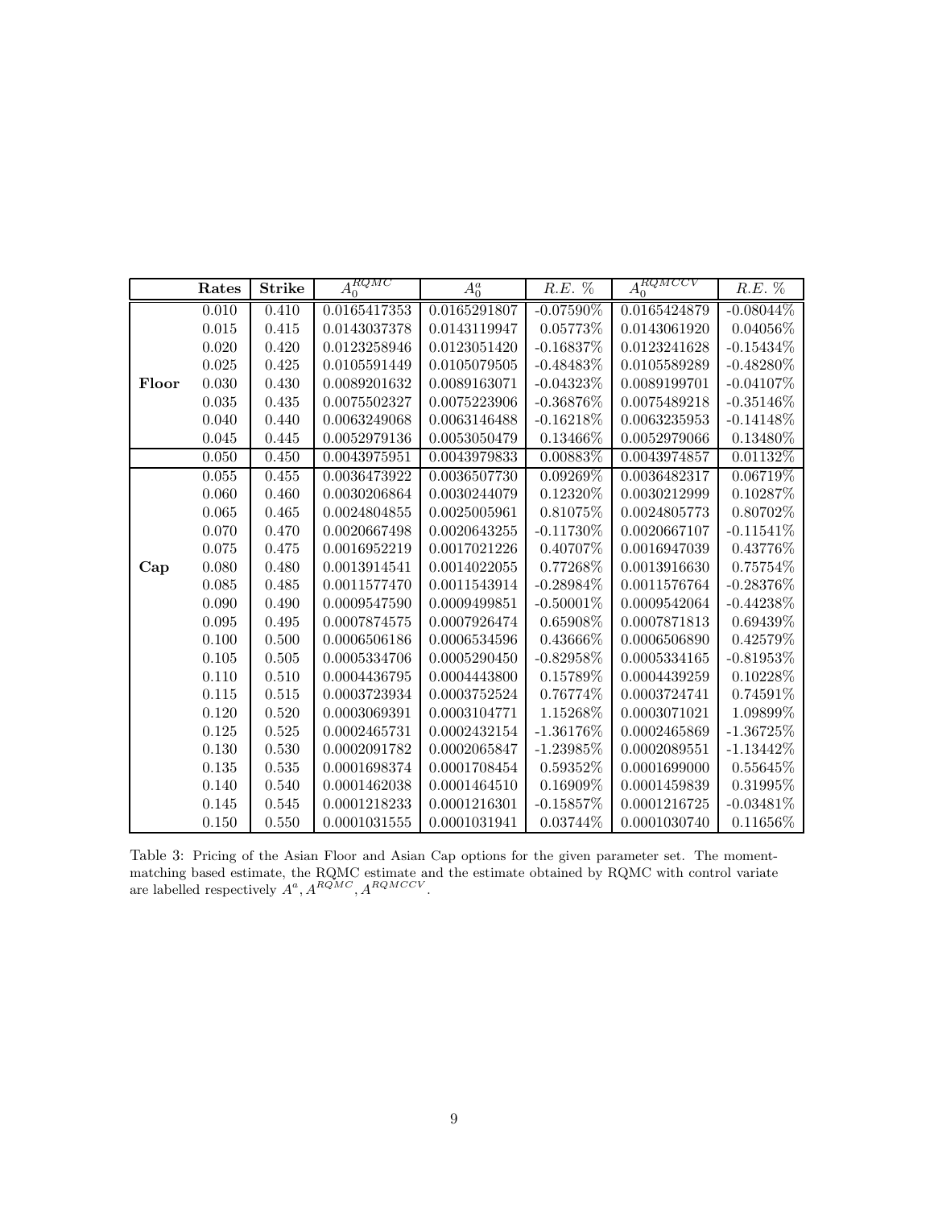| | Rates | Strike | $A_0^{RQMC}$ | $A_0^a$ | $R.E.$ % | $A_0^{RQMCCV}$ | $R.E.$ % |
|---|---|---|---|---|---|---|---|
| **Floor** | 0.010 | 0.410 | 0.0165417353 | 0.0165291807 | -0.07590% | 0.0165424879 | -0.08044% |
| | 0.015 | 0.415 | 0.0143037378 | 0.0143119947 | 0.05773% | 0.0143061920 | 0.04056% |
| | 0.020 | 0.420 | 0.0123258946 | 0.0123051420 | -0.16837% | 0.0123241628 | -0.15434% |
| | 0.025 | 0.425 | 0.0105591449 | 0.0105079505 | -0.48483% | 0.0105589289 | -0.48280% |
| | 0.030 | 0.430 | 0.0089201632 | 0.0089163071 | -0.04323% | 0.0089199701 | -0.04107% |
| | 0.035 | 0.435 | 0.0075502327 | 0.0075223906 | -0.36876% | 0.0075489218 | -0.35146% |
| | 0.040 | 0.440 | 0.0063249068 | 0.0063146488 | -0.16218% | 0.0063235953 | -0.14148% |
| | 0.045 | 0.445 | 0.0052979136 | 0.0053050479 | 0.13466% | 0.0052979066 | 0.13480% |
| | 0.050 | 0.450 | 0.0043975951 | 0.0043979833 | 0.00883% | 0.0043974857 | 0.01132% |
| **Cap** | 0.055 | 0.455 | 0.0036473922 | 0.0036507730 | 0.09269% | 0.0036482317 | 0.06719% |
| | 0.060 | 0.460 | 0.0030206864 | 0.0030244079 | 0.12320% | 0.0030212999 | 0.10287% |
| | 0.065 | 0.465 | 0.0024804855 | 0.0025005961 | 0.81075% | 0.0024805773 | 0.80702% |
| | 0.070 | 0.470 | 0.0020667498 | 0.0020643255 | -0.11730% | 0.0020667107 | -0.11541% |
| | 0.075 | 0.475 | 0.0016952219 | 0.0017021226 | 0.40707% | 0.0016947039 | 0.43776% |
| | 0.080 | 0.480 | 0.0013914541 | 0.0014022055 | 0.77268% | 0.0013916630 | 0.75754% |
| | 0.085 | 0.485 | 0.0011577470 | 0.0011543914 | -0.28984% | 0.0011576764 | -0.28376% |
| | 0.090 | 0.490 | 0.0009547590 | 0.0009499851 | -0.50001% | 0.0009542064 | -0.44238% |
| | 0.095 | 0.495 | 0.0007874575 | 0.0007926474 | 0.65908% | 0.0007871813 | 0.69439% |
| | 0.100 | 0.500 | 0.0006506186 | 0.0006534596 | 0.43666% | 0.0006506890 | 0.42579% |
| | 0.105 | 0.505 | 0.0005334706 | 0.0005290450 | -0.82958% | 0.0005334165 | -0.81953% |
| | 0.110 | 0.510 | 0.0004436795 | 0.0004443800 | 0.15789% | 0.0004439259 | 0.10228% |
| | 0.115 | 0.515 | 0.0003723934 | 0.0003752524 | 0.76774% | 0.0003724741 | 0.74591% |
| | 0.120 | 0.520 | 0.0003069391 | 0.0003104771 | 1.15268% | 0.0003071021 | 1.09899% |
| | 0.125 | 0.525 | 0.0002465731 | 0.0002432154 | -1.36176% | 0.0002465869 | -1.36725% |
| | 0.130 | 0.530 | 0.0002091782 | 0.0002065847 | -1.23985% | 0.0002089551 | -1.13442% |
| | 0.135 | 0.535 | 0.0001698374 | 0.0001708454 | 0.59352% | 0.0001699000 | 0.55645% |
| | 0.140 | 0.540 | 0.0001462038 | 0.0001464510 | 0.16909% | 0.0001459839 | 0.31995% |
| | 0.145 | 0.545 | 0.0001218233 | 0.0001216301 | -0.15857% | 0.0001216725 | -0.03481% |
| | 0.150 | 0.550 | 0.0001031555 | 0.0001031941 | 0.03744% | 0.0001030740 | 0.11656% |

Table 3: Pricing of the Asian Floor and Asian Cap options for the given parameter set. The moment-matching based estimate, the RQMC estimate and the estimate obtained by RQMC with control variate are labelled respectively $A^a, A^{RQMC}, A^{RQMCCV}$.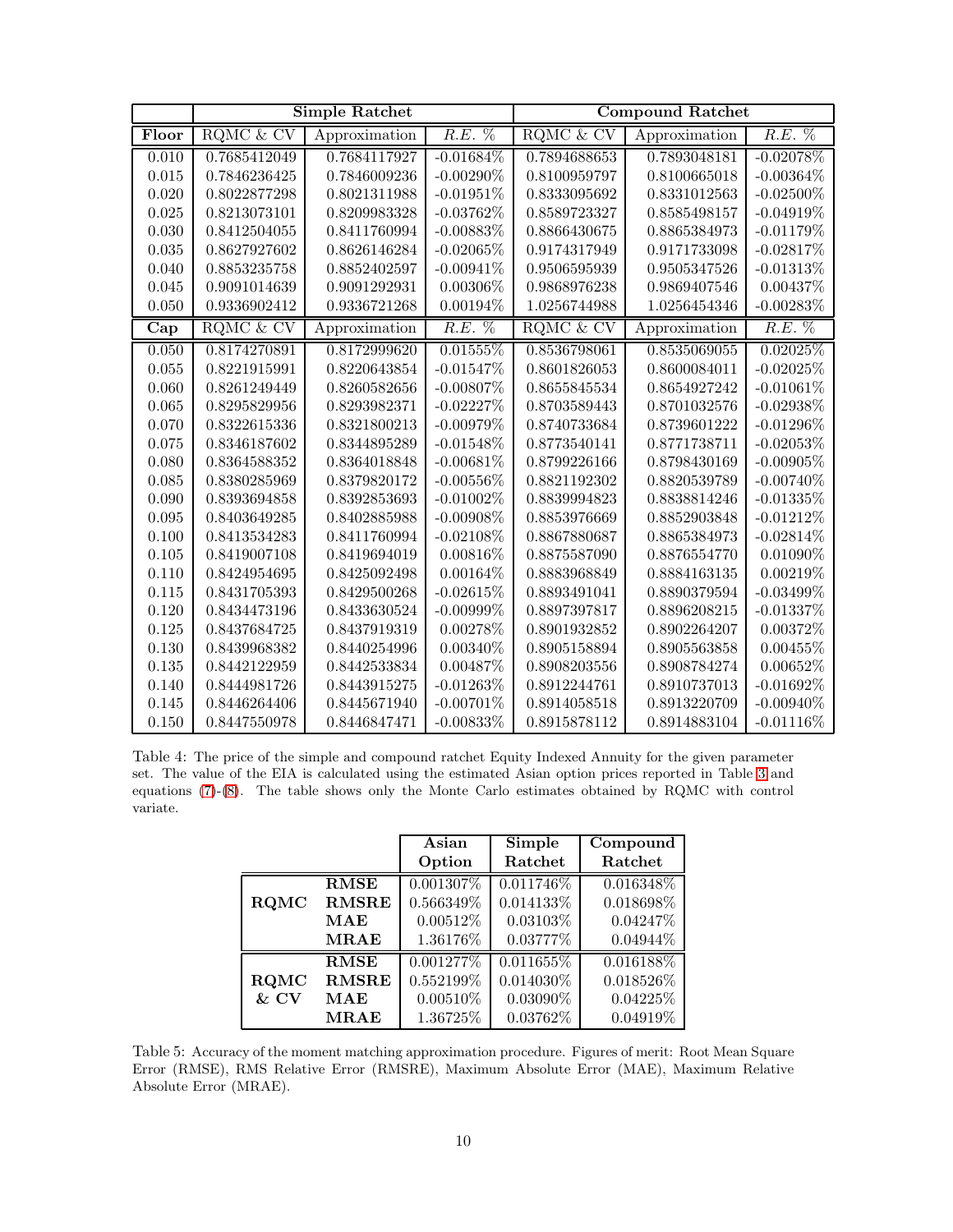| | Simple Ratchet | | | Compound Ratchet | | |
|---|---|---|---|---|---|---|
| **Floor** | RQMC & CV | Approximation | *R.E. %* | RQMC & CV | Approximation | *R.E. %* |
| 0.010 | 0.7685412049 | 0.7684117927 | -0.01684% | 0.7894688653 | 0.7893048181 | -0.02078% |
| 0.015 | 0.7846236425 | 0.7846009236 | -0.00290% | 0.8100959797 | 0.8100665018 | -0.00364% |
| 0.020 | 0.8022877298 | 0.8021311988 | -0.01951% | 0.8333095692 | 0.8331012563 | -0.02500% |
| 0.025 | 0.8213073101 | 0.8209983328 | -0.03762% | 0.8589723327 | 0.8585498157 | -0.04919% |
| 0.030 | 0.8412504055 | 0.8411760994 | -0.00883% | 0.8866430675 | 0.8865384973 | -0.01179% |
| 0.035 | 0.8627927602 | 0.8626146284 | -0.02065% | 0.9174317949 | 0.9171733098 | -0.02817% |
| 0.040 | 0.8853235758 | 0.8852402597 | -0.00941% | 0.9506595939 | 0.9505347526 | -0.01313% |
| 0.045 | 0.9091014639 | 0.9091292931 | 0.00306% | 0.9868976238 | 0.9869407546 | 0.00437% |
| 0.050 | 0.9336902412 | 0.9336721268 | 0.00194% | 1.0256744988 | 1.0256454346 | -0.00283% |
| **Cap** | RQMC & CV | Approximation | *R.E. %* | RQMC & CV | Approximation | *R.E. %* |
| 0.050 | 0.8174270891 | 0.8172999620 | 0.01555% | 0.8536798061 | 0.8535069055 | 0.02025% |
| 0.055 | 0.8221915991 | 0.8220643854 | -0.01547% | 0.8601826053 | 0.8600084011 | -0.02025% |
| 0.060 | 0.8261249449 | 0.8260582656 | -0.00807% | 0.8655845534 | 0.8654927242 | -0.01061% |
| 0.065 | 0.8295829956 | 0.8293982371 | -0.02227% | 0.8703589443 | 0.8701032576 | -0.02938% |
| 0.070 | 0.8322615336 | 0.8321800213 | -0.00979% | 0.8740733684 | 0.8739601222 | -0.01296% |
| 0.075 | 0.8346187602 | 0.8344895289 | -0.01548% | 0.8773540141 | 0.8771738711 | -0.02053% |
| 0.080 | 0.8364588352 | 0.8364018848 | -0.00681% | 0.8799226166 | 0.8798430169 | -0.00905% |
| 0.085 | 0.8380285969 | 0.8379820172 | -0.00556% | 0.8821192302 | 0.8820539789 | -0.00740% |
| 0.090 | 0.8393694858 | 0.8392853693 | -0.01002% | 0.8839994823 | 0.8838814246 | -0.01335% |
| 0.095 | 0.8403649285 | 0.8402885988 | -0.00908% | 0.8853976669 | 0.8852903848 | -0.01212% |
| 0.100 | 0.8413534283 | 0.8411760994 | -0.02108% | 0.8867880687 | 0.8865384973 | -0.02814% |
| 0.105 | 0.8419007108 | 0.8419694019 | 0.00816% | 0.8875587090 | 0.8876554770 | 0.01090% |
| 0.110 | 0.8424954695 | 0.8425092498 | 0.00164% | 0.8883968849 | 0.8884163135 | 0.00219% |
| 0.115 | 0.8431705393 | 0.8429500268 | -0.02615% | 0.8893491041 | 0.8890379594 | -0.03499% |
| 0.120 | 0.8434473196 | 0.8433630524 | -0.00999% | 0.8897397817 | 0.8896208215 | -0.01337% |
| 0.125 | 0.8437684725 | 0.8437919319 | 0.00278% | 0.8901932852 | 0.8902264207 | 0.00372% |
| 0.130 | 0.8439968382 | 0.8440254996 | 0.00340% | 0.8905158894 | 0.8905563858 | 0.00455% |
| 0.135 | 0.8442122959 | 0.8442533834 | 0.00487% | 0.8908203556 | 0.8908784274 | 0.00652% |
| 0.140 | 0.8444981726 | 0.8443915275 | -0.01263% | 0.8912244761 | 0.8910737013 | -0.01692% |
| 0.145 | 0.8446264406 | 0.8445671940 | -0.00701% | 0.8914058518 | 0.8913220709 | -0.00940% |
| 0.150 | 0.8447550978 | 0.8446847471 | -0.00833% | 0.8915878112 | 0.8914883104 | -0.01116% |

Table 4: The price of the simple and compound ratchet Equity Indexed Annuity for the given parameter set. The value of the EIA is calculated using the estimated Asian option prices reported in Table 3 and equations (7)-(8). The table shows only the Monte Carlo estimates obtained by RQMC with control variate.

| | | Asian Option | Simple Ratchet | Compound Ratchet |
|---|---|---|---|---|
| **RQMC** | **RMSE** | 0.001307% | 0.011746% | 0.016348% |
| | **RMSRE** | 0.566349% | 0.014133% | 0.018698% |
| | **MAE** | 0.00512% | 0.03103% | 0.04247% |
| | **MRAE** | 1.36176% | 0.03777% | 0.04944% |
| **RQMC & CV** | **RMSE** | 0.001277% | 0.011655% | 0.016188% |
| | **RMSRE** | 0.552199% | 0.014030% | 0.018526% |
| | **MAE** | 0.00510% | 0.03090% | 0.04225% |
| | **MRAE** | 1.36725% | 0.03762% | 0.04919% |

Table 5: Accuracy of the moment matching approximation procedure. Figures of merit: Root Mean Square Error (RMSE), RMS Relative Error (RMSRE), Maximum Absolute Error (MAE), Maximum Relative Absolute Error (MRAE).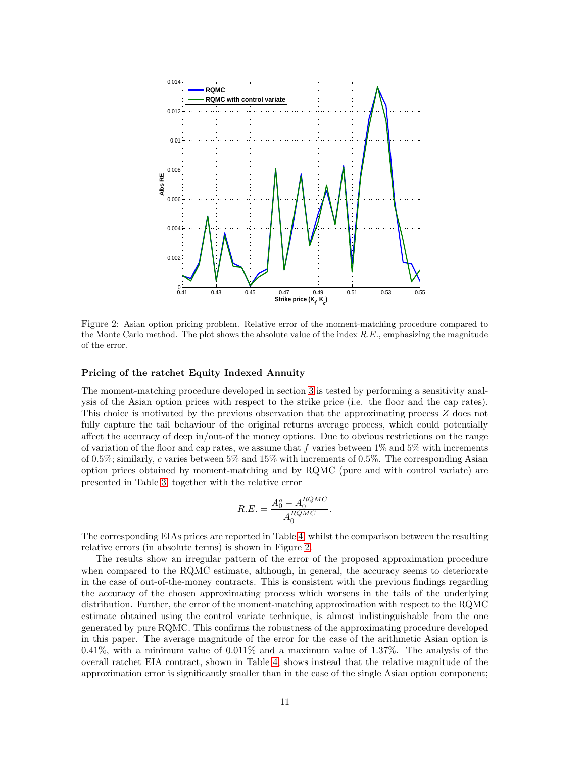RQMC
RQMC with control variate

Abs RE

0.014
0.012
0.01
0.008
0.006
0.004
0.002
0

0.41 0.43 0.45 0.47 0.49 0.51 0.53 0.55

Strike price ($K_f$, $K_c$)

Figure 2: Asian option pricing problem. Relative error of the moment-matching procedure compared to the Monte Carlo method. The plot shows the absolute value of the index $R.E.$, emphasizing the magnitude of the error.

### Pricing of the ratchet Equity Indexed Annuity

The moment-matching procedure developed in section 3 is tested by performing a sensitivity analysis of the Asian option prices with respect to the strike price (i.e. the floor and the cap rates). This choice is motivated by the previous observation that the approximating process $Z$ does not fully capture the tail behaviour of the original returns average process, which could potentially affect the accuracy of deep in/out-of the money options. Due to obvious restrictions on the range of variation of the floor and cap rates, we assume that $f$ varies between 1% and 5% with increments of 0.5%; similarly, $c$ varies between 5% and 15% with increments of 0.5%. The corresponding Asian option prices obtained by moment-matching and by RQMC (pure and with control variate) are presented in Table 3, together with the relative error

$$R.E. = \frac{A_0^a - A_0^{RQMC}}{A_0^{RQMC}}.$$

The corresponding EIAs prices are reported in Table 4, whilst the comparison between the resulting relative errors (in absolute terms) is shown in Figure 2.

The results show an irregular pattern of the error of the proposed approximation procedure when compared to the RQMC estimate, although, in general, the accuracy seems to deteriorate in the case of out-of-the-money contracts. This is consistent with the previous findings regarding the accuracy of the chosen approximating process which worsens in the tails of the underlying distribution. Further, the error of the moment-matching approximation with respect to the RQMC estimate obtained using the control variate technique, is almost indistinguishable from the one generated by pure RQMC. This confirms the robustness of the approximating procedure developed in this paper. The average magnitude of the error for the case of the arithmetic Asian option is 0.41%, with a minimum value of 0.011% and a maximum value of 1.37%. The analysis of the overall ratchet EIA contract, shown in Table 4, shows instead that the relative magnitude of the approximation error is significantly smaller than in the case of the single Asian option component;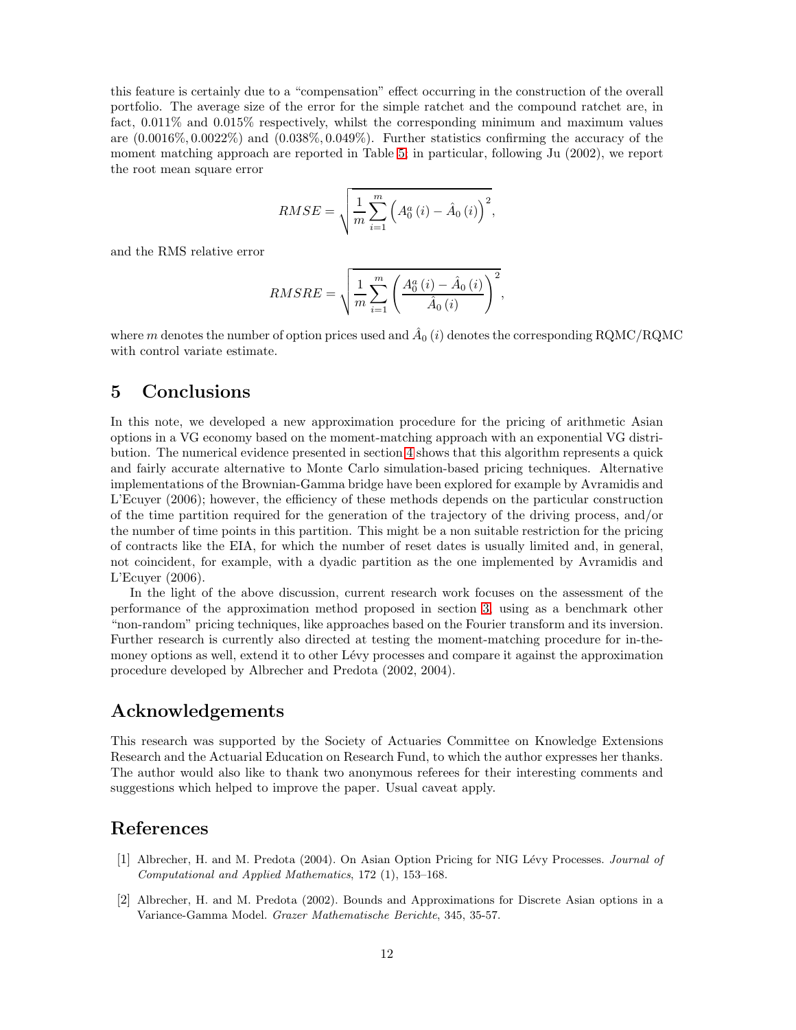this feature is certainly due to a "compensation" effect occurring in the construction of the overall portfolio. The average size of the error for the simple ratchet and the compound ratchet are, in fact, 0.011% and 0.015% respectively, whilst the corresponding minimum and maximum values are $(0.0016\%, 0.0022\%)$ and $(0.038\%, 0.049\%)$. Further statistics confirming the accuracy of the moment matching approach are reported in Table 5; in particular, following Ju (2002), we report the root mean square error

$$RMSE = \sqrt{\frac{1}{m}\sum_{i=1}^{m}\left(A_0^a(i) - \hat{A}_0(i)\right)^2},$$

and the RMS relative error

$$RMSRE = \sqrt{\frac{1}{m}\sum_{i=1}^{m}\left(\frac{A_0^a(i) - \hat{A}_0(i)}{\hat{A}_0(i)}\right)^2},$$

where $m$ denotes the number of option prices used and $\hat{A}_0(i)$ denotes the corresponding RQMC/RQMC with control variate estimate.

## 5 Conclusions

In this note, we developed a new approximation procedure for the pricing of arithmetic Asian options in a VG economy based on the moment-matching approach with an exponential VG distribution. The numerical evidence presented in section 4 shows that this algorithm represents a quick and fairly accurate alternative to Monte Carlo simulation-based pricing techniques. Alternative implementations of the Brownian-Gamma bridge have been explored for example by Avramidis and L'Ecuyer (2006); however, the efficiency of these methods depends on the particular construction of the time partition required for the generation of the trajectory of the driving process, and/or the number of time points in this partition. This might be a non suitable restriction for the pricing of contracts like the EIA, for which the number of reset dates is usually limited and, in general, not coincident, for example, with a dyadic partition as the one implemented by Avramidis and L'Ecuyer (2006).

In the light of the above discussion, current research work focuses on the assessment of the performance of the approximation method proposed in section 3, using as a benchmark other "non-random" pricing techniques, like approaches based on the Fourier transform and its inversion. Further research is currently also directed at testing the moment-matching procedure for in-the-money options as well, extend it to other Lévy processes and compare it against the approximation procedure developed by Albrecher and Predota (2002, 2004).

## Acknowledgements

This research was supported by the Society of Actuaries Committee on Knowledge Extensions Research and the Actuarial Education on Research Fund, to which the author expresses her thanks. The author would also like to thank two anonymous referees for their interesting comments and suggestions which helped to improve the paper. Usual caveat apply.

## References

[1] Albrecher, H. and M. Predota (2004). On Asian Option Pricing for NIG Lévy Processes. *Journal of Computational and Applied Mathematics*, 172 (1), 153–168.

[2] Albrecher, H. and M. Predota (2002). Bounds and Approximations for Discrete Asian options in a Variance-Gamma Model. *Grazer Mathematische Berichte*, 345, 35-57.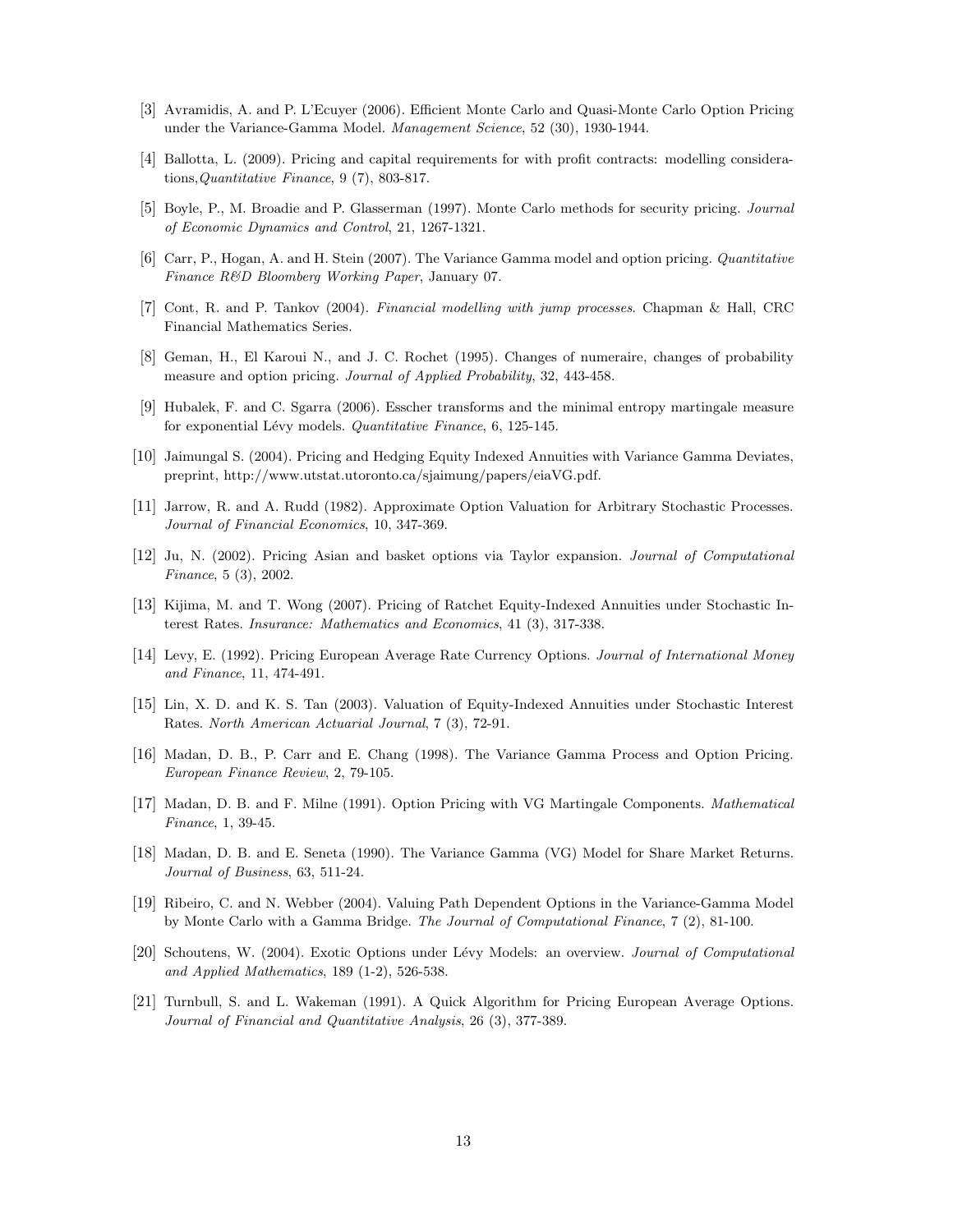[3] Avramidis, A. and P. L'Ecuyer (2006). Efficient Monte Carlo and Quasi-Monte Carlo Option Pricing under the Variance-Gamma Model. *Management Science*, 52 (30), 1930-1944.

[4] Ballotta, L. (2009). Pricing and capital requirements for with profit contracts: modelling considerations,*Quantitative Finance*, 9 (7), 803-817.

[5] Boyle, P., M. Broadie and P. Glasserman (1997). Monte Carlo methods for security pricing. *Journal of Economic Dynamics and Control*, 21, 1267-1321.

[6] Carr, P., Hogan, A. and H. Stein (2007). The Variance Gamma model and option pricing. *Quantitative Finance R&D Bloomberg Working Paper*, January 07.

[7] Cont, R. and P. Tankov (2004). *Financial modelling with jump processes*. Chapman & Hall, CRC Financial Mathematics Series.

[8] Geman, H., El Karoui N., and J. C. Rochet (1995). Changes of numeraire, changes of probability measure and option pricing. *Journal of Applied Probability*, 32, 443-458.

[9] Hubalek, F. and C. Sgarra (2006). Esscher transforms and the minimal entropy martingale measure for exponential Lévy models. *Quantitative Finance*, 6, 125-145.

[10] Jaimungal S. (2004). Pricing and Hedging Equity Indexed Annuities with Variance Gamma Deviates, preprint, http://www.utstat.utoronto.ca/sjaimung/papers/eiaVG.pdf.

[11] Jarrow, R. and A. Rudd (1982). Approximate Option Valuation for Arbitrary Stochastic Processes. *Journal of Financial Economics*, 10, 347-369.

[12] Ju, N. (2002). Pricing Asian and basket options via Taylor expansion. *Journal of Computational Finance*, 5 (3), 2002.

[13] Kijima, M. and T. Wong (2007). Pricing of Ratchet Equity-Indexed Annuities under Stochastic Interest Rates. *Insurance: Mathematics and Economics*, 41 (3), 317-338.

[14] Levy, E. (1992). Pricing European Average Rate Currency Options. *Journal of International Money and Finance*, 11, 474-491.

[15] Lin, X. D. and K. S. Tan (2003). Valuation of Equity-Indexed Annuities under Stochastic Interest Rates. *North American Actuarial Journal*, 7 (3), 72-91.

[16] Madan, D. B., P. Carr and E. Chang (1998). The Variance Gamma Process and Option Pricing. *European Finance Review*, 2, 79-105.

[17] Madan, D. B. and F. Milne (1991). Option Pricing with VG Martingale Components. *Mathematical Finance*, 1, 39-45.

[18] Madan, D. B. and E. Seneta (1990). The Variance Gamma (VG) Model for Share Market Returns. *Journal of Business*, 63, 511-24.

[19] Ribeiro, C. and N. Webber (2004). Valuing Path Dependent Options in the Variance-Gamma Model by Monte Carlo with a Gamma Bridge. *The Journal of Computational Finance*, 7 (2), 81-100.

[20] Schoutens, W. (2004). Exotic Options under Lévy Models: an overview. *Journal of Computational and Applied Mathematics*, 189 (1-2), 526-538.

[21] Turnbull, S. and L. Wakeman (1991). A Quick Algorithm for Pricing European Average Options. *Journal of Financial and Quantitative Analysis*, 26 (3), 377-389.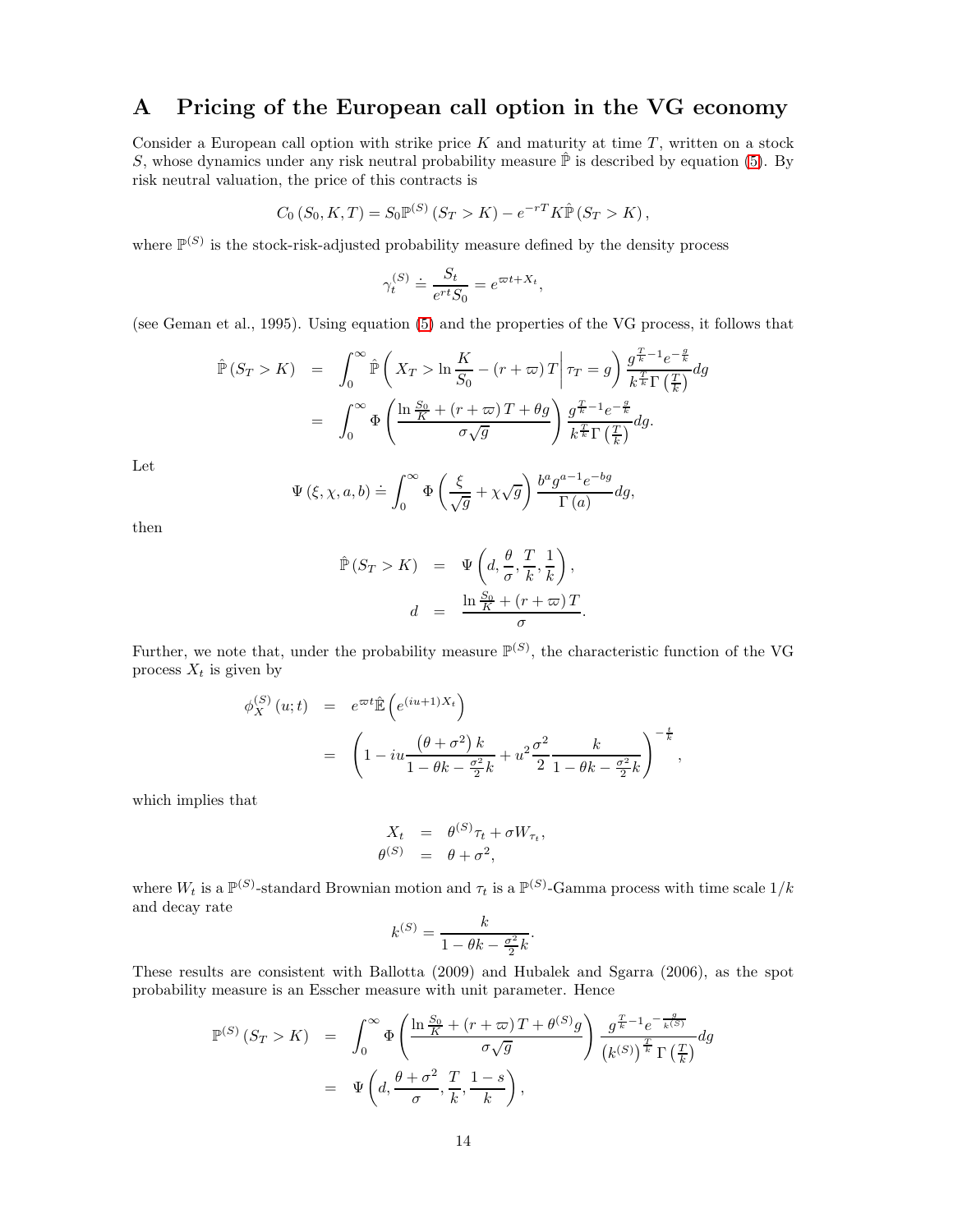# A Pricing of the European call option in the VG economy

Consider a European call option with strike price $K$ and maturity at time $T$, written on a stock $S$, whose dynamics under any risk neutral probability measure $\hat{\mathbb{P}}$ is described by equation (5). By risk neutral valuation, the price of this contracts is

$$C_0(S_0, K, T) = S_0 \mathbb{P}^{(S)}(S_T > K) - e^{-rT} K \hat{\mathbb{P}}(S_T > K),$$

where $\mathbb{P}^{(S)}$ is the stock-risk-adjusted probability measure defined by the density process

$$\gamma_t^{(S)} \doteq \frac{S_t}{e^{rt} S_0} = e^{\varpi t + X_t},$$

(see Geman et al., 1995). Using equation (5) and the properties of the VG process, it follows that

$$\begin{aligned}
\hat{\mathbb{P}}(S_T > K) &= \int_0^\infty \hat{\mathbb{P}}\left( X_T > \ln \frac{K}{S_0} - (r + \varpi) T \,\middle|\, \tau_T = g \right) \frac{g^{\frac{T}{k}-1} e^{-\frac{g}{k}}}{k^{\frac{T}{k}} \Gamma\left(\frac{T}{k}\right)} dg \\
&= \int_0^\infty \Phi\left( \frac{\ln \frac{S_0}{K} + (r + \varpi) T + \theta g}{\sigma \sqrt{g}} \right) \frac{g^{\frac{T}{k}-1} e^{-\frac{g}{k}}}{k^{\frac{T}{k}} \Gamma\left(\frac{T}{k}\right)} dg.
\end{aligned}$$

Let

$$\Psi(\xi, \chi, a, b) \doteq \int_0^\infty \Phi\left( \frac{\xi}{\sqrt{g}} + \chi \sqrt{g} \right) \frac{b^a g^{a-1} e^{-bg}}{\Gamma(a)} dg,$$

then

$$\begin{aligned}
\hat{\mathbb{P}}(S_T > K) &= \Psi\left( d, \frac{\theta}{\sigma}, \frac{T}{k}, \frac{1}{k} \right), \\
d &= \frac{\ln \frac{S_0}{K} + (r + \varpi) T}{\sigma}.
\end{aligned}$$

Further, we note that, under the probability measure $\mathbb{P}^{(S)}$, the characteristic function of the VG process $X_t$ is given by

$$\begin{aligned}
\phi_X^{(S)}(u; t) &= e^{\varpi t} \hat{\mathbb{E}}\left( e^{(iu+1) X_t} \right) \\
&= \left( 1 - iu \frac{\left(\theta + \sigma^2\right) k}{1 - \theta k - \frac{\sigma^2}{2} k} + u^2 \frac{\sigma^2}{2} \frac{k}{1 - \theta k - \frac{\sigma^2}{2} k} \right)^{-\frac{t}{k}},
\end{aligned}$$

which implies that

$$\begin{aligned}
X_t &= \theta^{(S)} \tau_t + \sigma W_{\tau_t}, \\
\theta^{(S)} &= \theta + \sigma^2,
\end{aligned}$$

where $W_t$ is a $\mathbb{P}^{(S)}$-standard Brownian motion and $\tau_t$ is a $\mathbb{P}^{(S)}$-Gamma process with time scale $1/k$ and decay rate

$$k^{(S)} = \frac{k}{1 - \theta k - \frac{\sigma^2}{2} k}.$$

These results are consistent with Ballotta (2009) and Hubalek and Sgarra (2006), as the spot probability measure is an Esscher measure with unit parameter. Hence

$$\begin{aligned}
\mathbb{P}^{(S)}(S_T > K) &= \int_0^\infty \Phi\left( \frac{\ln \frac{S_0}{K} + (r + \varpi) T + \theta^{(S)} g}{\sigma \sqrt{g}} \right) \frac{g^{\frac{T}{k}-1} e^{-\frac{g}{k^{(S)}}}}{\left(k^{(S)}\right)^{\frac{T}{k}} \Gamma\left(\frac{T}{k}\right)} dg \\
&= \Psi\left( d, \frac{\theta + \sigma^2}{\sigma}, \frac{T}{k}, \frac{1 - s}{k} \right),
\end{aligned}$$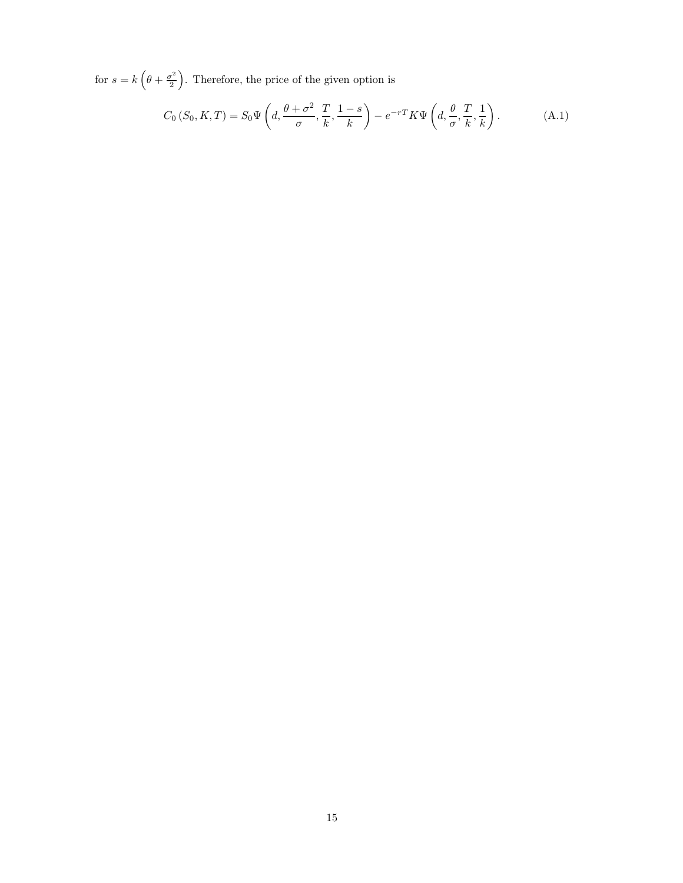for $s = k\left(\theta + \frac{\sigma^2}{2}\right)$. Therefore, the price of the given option is

$$C_0\left(S_0, K, T\right) = S_0 \Psi\left(d, \frac{\theta + \sigma^2}{\sigma}, \frac{T}{k}, \frac{1-s}{k}\right) - e^{-rT} K \Psi\left(d, \frac{\theta}{\sigma}, \frac{T}{k}, \frac{1}{k}\right). \tag{A.1}$$